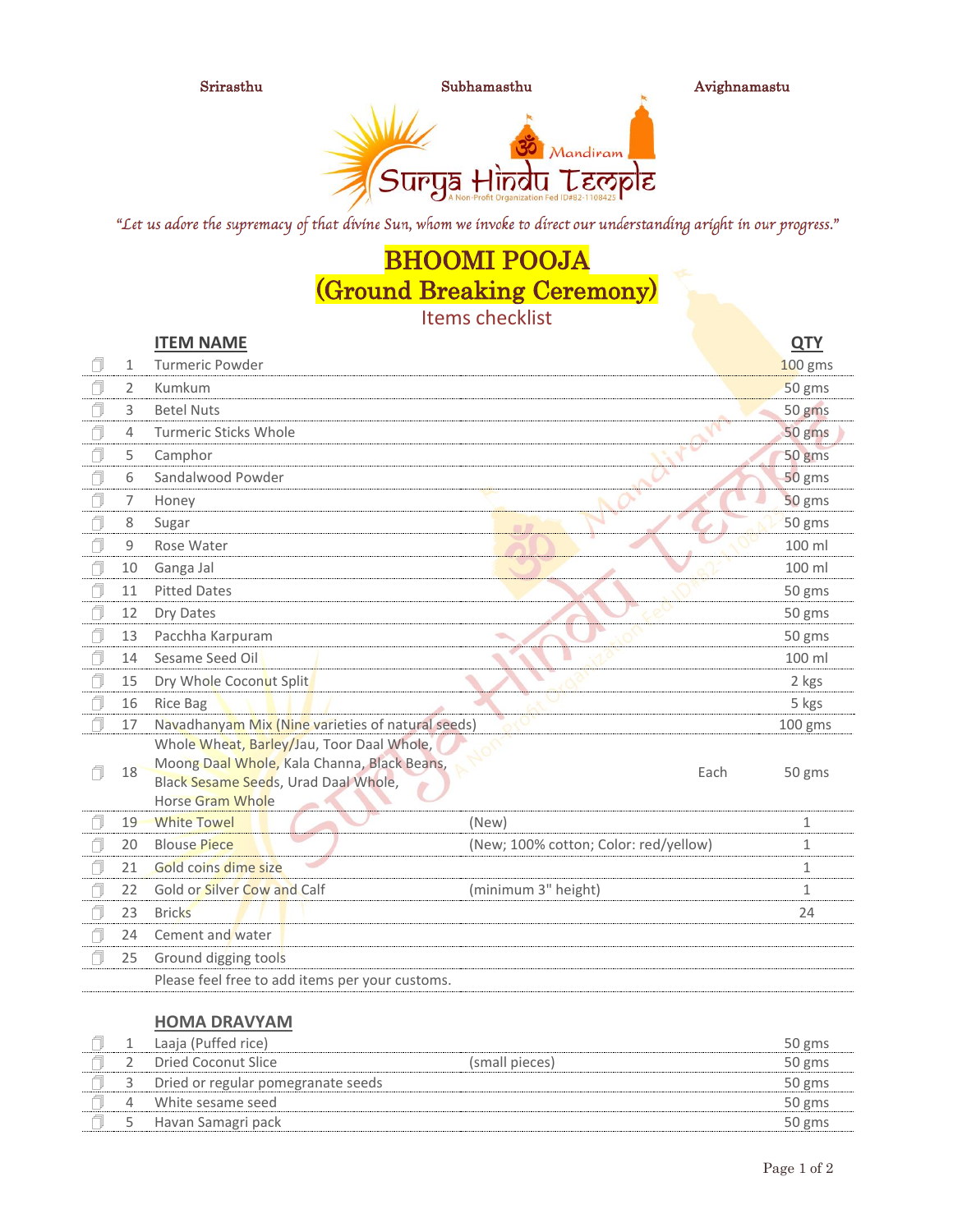Srirasthu  Subhamasthu  Avighnamastu

Surya Hindu Temple Mandiram

A Non-Profit Organization Fed ID#82-1108425

*"Let us adore the supremacy of that divine Sun, whom we invoke to direct our understanding aright in our progress."*

# BHOOMI POOJA
# (Ground Breaking Ceremony)

## Items checklist

| | | ITEM NAME | | | QTY |
|---|---|---|---|---|---|
| ☐ | 1 | Turmeric Powder | | | 100 gms |
| ☐ | 2 | Kumkum | | | 50 gms |
| ☐ | 3 | Betel Nuts | | | 50 gms |
| ☐ | 4 | Turmeric Sticks Whole | | | 50 gms |
| ☐ | 5 | Camphor | | | 50 gms |
| ☐ | 6 | Sandalwood Powder | | | 50 gms |
| ☐ | 7 | Honey | | | 50 gms |
| ☐ | 8 | Sugar | | | 50 gms |
| ☐ | 9 | Rose Water | | | 100 ml |
| ☐ | 10 | Ganga Jal | | | 100 ml |
| ☐ | 11 | Pitted Dates | | | 50 gms |
| ☐ | 12 | Dry Dates | | | 50 gms |
| ☐ | 13 | Pacchha Karpuram | | | 50 gms |
| ☐ | 14 | Sesame Seed Oil | | | 100 ml |
| ☐ | 15 | Dry Whole Coconut Split | | | 2 kgs |
| ☐ | 16 | Rice Bag | | | 5 kgs |
| ☐ | 17 | Navadhanyam Mix (Nine varieties of natural seeds) | | | 100 gms |
| ☐ | 18 | Whole Wheat, Barley/Jau, Toor Daal Whole, Moong Daal Whole, Kala Channa, Black Beans, Black Sesame Seeds, Urad Daal Whole, Horse Gram Whole | | Each | 50 gms |
| ☐ | 19 | White Towel | (New) | | 1 |
| ☐ | 20 | Blouse Piece | (New; 100% cotton; Color: red/yellow) | | 1 |
| ☐ | 21 | Gold coins dime size | | | 1 |
| ☐ | 22 | Gold or Silver Cow and Calf | (minimum 3" height) | | 1 |
| ☐ | 23 | Bricks | | | 24 |
| ☐ | 24 | Cement and water | | | |
| ☐ | 25 | Ground digging tools | | | |
| | | Please feel free to add items per your customs. | | | |

## HOMA DRAVYAM

| | | ITEM NAME | | QTY |
|---|---|---|---|---|
| ☐ | 1 | Laaja (Puffed rice) | | 50 gms |
| ☐ | 2 | Dried Coconut Slice | (small pieces) | 50 gms |
| ☐ | 3 | Dried or regular pomegranate seeds | | 50 gms |
| ☐ | 4 | White sesame seed | | 50 gms |
| ☐ | 5 | Havan Samagri pack | | 50 gms |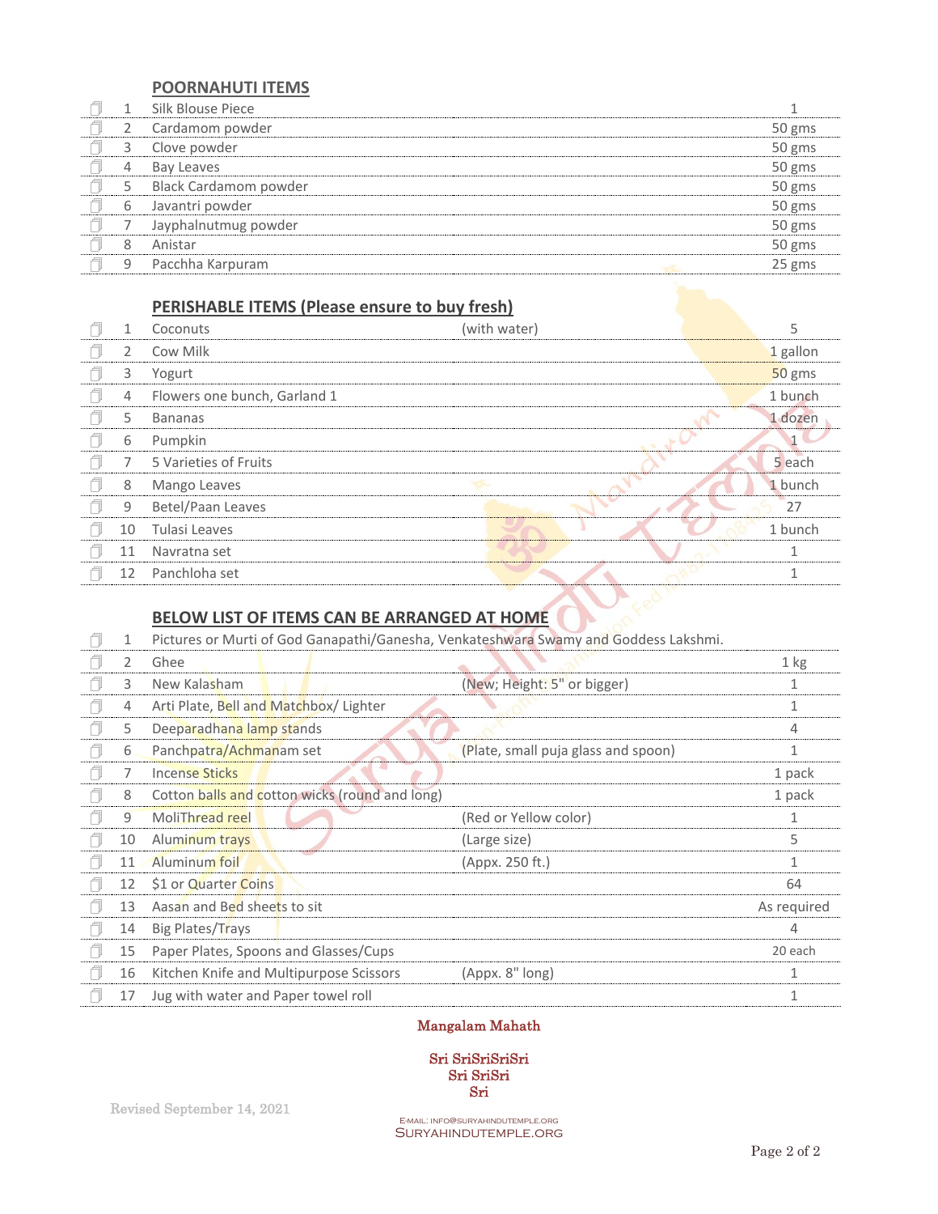## POORNAHUTI ITEMS

| | | | |
|---|---|---|---|
| ☐ | 1 | Silk Blouse Piece | 1 |
| ☐ | 2 | Cardamom powder | 50 gms |
| ☐ | 3 | Clove powder | 50 gms |
| ☐ | 4 | Bay Leaves | 50 gms |
| ☐ | 5 | Black Cardamom powder | 50 gms |
| ☐ | 6 | Javantri powder | 50 gms |
| ☐ | 7 | Jayphalnutmug powder | 50 gms |
| ☐ | 8 | Anistar | 50 gms |
| ☐ | 9 | Pacchha Karpuram | 25 gms |

## PERISHABLE ITEMS (Please ensure to buy fresh)

| | | | | |
|---|---|---|---|---|
| ☐ | 1 | Coconuts | (with water) | 5 |
| ☐ | 2 | Cow Milk | | 1 gallon |
| ☐ | 3 | Yogurt | | 50 gms |
| ☐ | 4 | Flowers one bunch, Garland 1 | | 1 bunch |
| ☐ | 5 | Bananas | | 1 dozen |
| ☐ | 6 | Pumpkin | | 1 |
| ☐ | 7 | 5 Varieties of Fruits | | 5 each |
| ☐ | 8 | Mango Leaves | | 1 bunch |
| ☐ | 9 | Betel/Paan Leaves | | 27 |
| ☐ | 10 | Tulasi Leaves | | 1 bunch |
| ☐ | 11 | Navratna set | | 1 |
| ☐ | 12 | Panchloha set | | 1 |

## BELOW LIST OF ITEMS CAN BE ARRANGED AT HOME

| | | | | |
|---|---|---|---|---|
| ☐ | 1 | Pictures or Murti of God Ganapathi/Ganesha, Venkateshwara Swamy and Goddess Lakshmi. | | |
| ☐ | 2 | Ghee | | 1 kg |
| ☐ | 3 | New Kalasham | (New; Height: 5" or bigger) | 1 |
| ☐ | 4 | Arti Plate, Bell and Matchbox/ Lighter | | 1 |
| ☐ | 5 | Deeparadhana lamp stands | | 4 |
| ☐ | 6 | Panchpatra/Achmanam set | (Plate, small puja glass and spoon) | 1 |
| ☐ | 7 | Incense Sticks | | 1 pack |
| ☐ | 8 | Cotton balls and cotton wicks (round and long) | | 1 pack |
| ☐ | 9 | MoliThread reel | (Red or Yellow color) | 1 |
| ☐ | 10 | Aluminum trays | (Large size) | 5 |
| ☐ | 11 | Aluminum foil | (Appx. 250 ft.) | 1 |
| ☐ | 12 | $1 or Quarter Coins | | 64 |
| ☐ | 13 | Aasan and Bed sheets to sit | | As required |
| ☐ | 14 | Big Plates/Trays | | 4 |
| ☐ | 15 | Paper Plates, Spoons and Glasses/Cups | | 20 each |
| ☐ | 16 | Kitchen Knife and Multipurpose Scissors | (Appx. 8" long) | 1 |
| ☐ | 17 | Jug with water and Paper towel roll | | 1 |

Mangalam Mahath

Sri SriSriSriSri
Sri SriSri
Sri

Revised September 14, 2021

E-MAIL: INFO@SURYAHINDUTEMPLE.ORG
SURYAHINDUTEMPLE.ORG